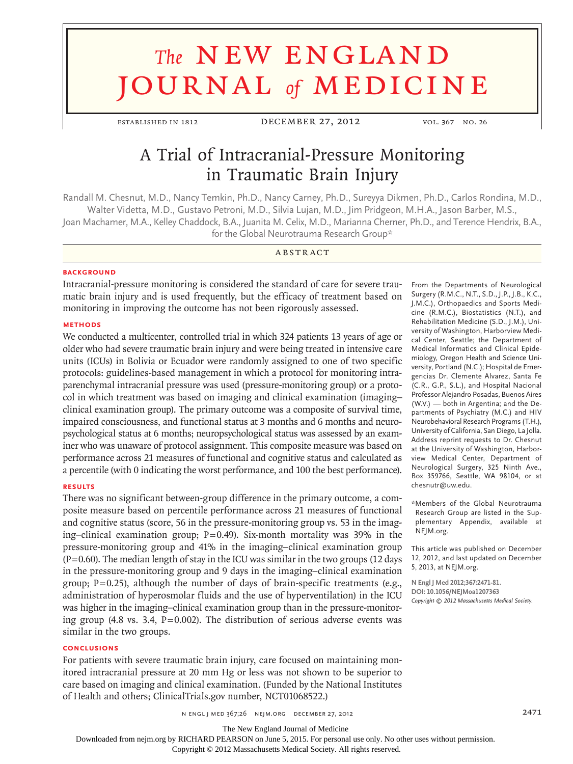# A Trial of Intracranial-Pressure Monitoring in Traumatic Brain Injury

Randall M. Chesnut, M.D., Nancy Temkin, Ph.D., Nancy Carney, Ph.D., Sureyya Dikmen, Ph.D., Carlos Rondina, M.D., Walter Videtta, M.D., Gustavo Petroni, M.D., Silvia Lujan, M.D., Jim Pridgeon, M.H.A., Jason Barber, M.S., Joan Machamer, M.A., Kelley Chaddock, B.A., Juanita M. Celix, M.D., Marianna Cherner, Ph.D., and Terence Hendrix, B.A., for the Global Neurotrauma Research Group*

## ABSTRACT

### BACKGROUND

Intracranial-pressure monitoring is considered the standard of care for severe traumatic brain injury and is used frequently, but the efficacy of treatment based on monitoring in improving the outcome has not been rigorously assessed.

### METHODS

We conducted a multicenter, controlled trial in which 324 patients 13 years of age or older who had severe traumatic brain injury and were being treated in intensive care units (ICUs) in Bolivia or Ecuador were randomly assigned to one of two specific protocols: guidelines-based management in which a protocol for monitoring intraparenchymal intracranial pressure was used (pressure-monitoring group) or a protocol in which treatment was based on imaging and clinical examination (imaging–clinical examination group). The primary outcome was a composite of survival time, impaired consciousness, and functional status at 3 months and 6 months and neuropsychological status at 6 months; neuropsychological status was assessed by an examiner who was unaware of protocol assignment. This composite measure was based on performance across 21 measures of functional and cognitive status and calculated as a percentile (with 0 indicating the worst performance, and 100 the best performance).

### RESULTS

There was no significant between-group difference in the primary outcome, a composite measure based on percentile performance across 21 measures of functional and cognitive status (score, 56 in the pressure-monitoring group vs. 53 in the imaging–clinical examination group; P=0.49). Six-month mortality was 39% in the pressure-monitoring group and 41% in the imaging–clinical examination group (P=0.60). The median length of stay in the ICU was similar in the two groups (12 days in the pressure-monitoring group and 9 days in the imaging–clinical examination group; P=0.25), although the number of days of brain-specific treatments (e.g., administration of hyperosmolar fluids and the use of hyperventilation) in the ICU was higher in the imaging–clinical examination group than in the pressure-monitoring group (4.8 vs. 3.4, P=0.002). The distribution of serious adverse events was similar in the two groups.

### CONCLUSIONS

For patients with severe traumatic brain injury, care focused on maintaining monitored intracranial pressure at 20 mm Hg or less was not shown to be superior to care based on imaging and clinical examination. (Funded by the National Institutes of Health and others; ClinicalTrials.gov number, NCT01068522.)

From the Departments of Neurological Surgery (R.M.C., N.T., S.D., J.P., J.B., K.C., J.M.C.), Orthopaedics and Sports Medicine (R.M.C.), Biostatistics (N.T.), and Rehabilitation Medicine (S.D., J.M.), University of Washington, Harborview Medical Center, Seattle; the Department of Medical Informatics and Clinical Epidemiology, Oregon Health and Science University, Portland (N.C.); Hospital de Emergencias Dr. Clemente Alvarez, Santa Fe (C.R., G.P., S.L.), and Hospital Nacional Professor Alejandro Posadas, Buenos Aires (W.V.) — both in Argentina; and the Departments of Psychiatry (M.C.) and HIV Neurobehavioral Research Programs (T.H.), University of California, San Diego, La Jolla. Address reprint requests to Dr. Chesnut at the University of Washington, Harborview Medical Center, Department of Neurological Surgery, 325 Ninth Ave., Box 359766, Seattle, WA 98104, or at chesnutr@uw.edu.

*Members of the Global Neurotrauma Research Group are listed in the Supplementary Appendix, available at NEJM.org.

This article was published on December 12, 2012, and last updated on December 5, 2013, at NEJM.org.

N Engl J Med 2012;367:2471-81.
DOI: 10.1056/NEJMoa1207363
*Copyright © 2012 Massachusetts Medical Society.*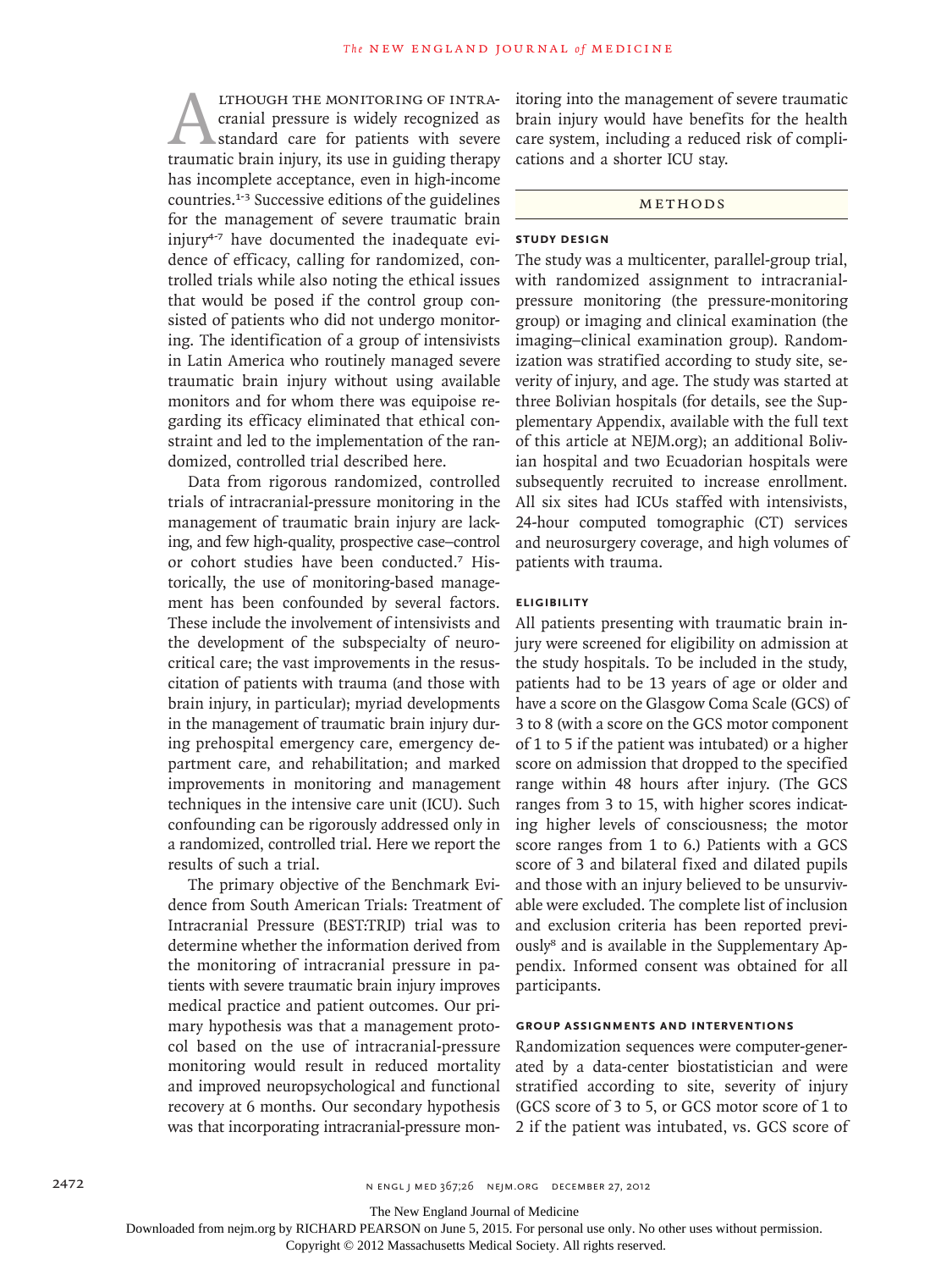Although the monitoring of intracranial pressure is widely recognized as standard care for patients with severe traumatic brain injury, its use in guiding therapy has incomplete acceptance, even in high-income countries.[1-3] Successive editions of the guidelines for the management of severe traumatic brain injury[4-7] have documented the inadequate evidence of efficacy, calling for randomized, controlled trials while also noting the ethical issues that would be posed if the control group consisted of patients who did not undergo monitoring. The identification of a group of intensivists in Latin America who routinely managed severe traumatic brain injury without using available monitors and for whom there was equipoise regarding its efficacy eliminated that ethical constraint and led to the implementation of the randomized, controlled trial described here.

Data from rigorous randomized, controlled trials of intracranial-pressure monitoring in the management of traumatic brain injury are lacking, and few high-quality, prospective case–control or cohort studies have been conducted.[7] Historically, the use of monitoring-based management has been confounded by several factors. These include the involvement of intensivists and the development of the subspecialty of neurocritical care; the vast improvements in the resuscitation of patients with trauma (and those with brain injury, in particular); myriad developments in the management of traumatic brain injury during prehospital emergency care, emergency department care, and rehabilitation; and marked improvements in monitoring and management techniques in the intensive care unit (ICU). Such confounding can be rigorously addressed only in a randomized, controlled trial. Here we report the results of such a trial.

The primary objective of the Benchmark Evidence from South American Trials: Treatment of Intracranial Pressure (BEST:TRIP) trial was to determine whether the information derived from the monitoring of intracranial pressure in patients with severe traumatic brain injury improves medical practice and patient outcomes. Our primary hypothesis was that a management protocol based on the use of intracranial-pressure monitoring would result in reduced mortality and improved neuropsychological and functional recovery at 6 months. Our secondary hypothesis was that incorporating intracranial-pressure monitoring into the management of severe traumatic brain injury would have benefits for the health care system, including a reduced risk of complications and a shorter ICU stay.

## Methods

### Study Design

The study was a multicenter, parallel-group trial, with randomized assignment to intracranial-pressure monitoring (the pressure-monitoring group) or imaging and clinical examination (the imaging–clinical examination group). Randomization was stratified according to study site, severity of injury, and age. The study was started at three Bolivian hospitals (for details, see the Supplementary Appendix, available with the full text of this article at NEJM.org); an additional Bolivian hospital and two Ecuadorian hospitals were subsequently recruited to increase enrollment. All six sites had ICUs staffed with intensivists, 24-hour computed tomographic (CT) services and neurosurgery coverage, and high volumes of patients with trauma.

### Eligibility

All patients presenting with traumatic brain injury were screened for eligibility on admission at the study hospitals. To be included in the study, patients had to be 13 years of age or older and have a score on the Glasgow Coma Scale (GCS) of 3 to 8 (with a score on the GCS motor component of 1 to 5 if the patient was intubated) or a higher score on admission that dropped to the specified range within 48 hours after injury. (The GCS ranges from 3 to 15, with higher scores indicating higher levels of consciousness; the motor score ranges from 1 to 6.) Patients with a GCS score of 3 and bilateral fixed and dilated pupils and those with an injury believed to be unsurvivable were excluded. The complete list of inclusion and exclusion criteria has been reported previously[8] and is available in the Supplementary Appendix. Informed consent was obtained for all participants.

### Group Assignments and Interventions

Randomization sequences were computer-generated by a data-center biostatistician and were stratified according to site, severity of injury (GCS score of 3 to 5, or GCS motor score of 1 to 2 if the patient was intubated, vs. GCS score of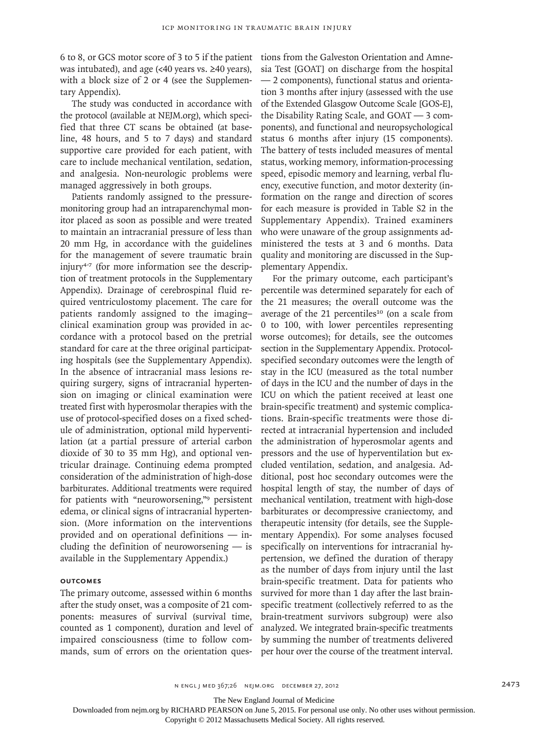6 to 8, or GCS motor score of 3 to 5 if the patient was intubated), and age (<40 years vs. ≥40 years), with a block size of 2 or 4 (see the Supplementary Appendix).

The study was conducted in accordance with the protocol (available at NEJM.org), which specified that three CT scans be obtained (at baseline, 48 hours, and 5 to 7 days) and standard supportive care provided for each patient, with care to include mechanical ventilation, sedation, and analgesia. Non-neurologic problems were managed aggressively in both groups.

Patients randomly assigned to the pressure-monitoring group had an intraparenchymal monitor placed as soon as possible and were treated to maintain an intracranial pressure of less than 20 mm Hg, in accordance with the guidelines for the management of severe traumatic brain injury[4-7] (for more information see the description of treatment protocols in the Supplementary Appendix). Drainage of cerebrospinal fluid required ventriculostomy placement. The care for patients randomly assigned to the imaging–clinical examination group was provided in accordance with a protocol based on the pretrial standard for care at the three original participating hospitals (see the Supplementary Appendix). In the absence of intracranial mass lesions requiring surgery, signs of intracranial hypertension on imaging or clinical examination were treated first with hyperosmolar therapies with the use of protocol-specified doses on a fixed schedule of administration, optional mild hyperventilation (at a partial pressure of arterial carbon dioxide of 30 to 35 mm Hg), and optional ventricular drainage. Continuing edema prompted consideration of the administration of high-dose barbiturates. Additional treatments were required for patients with "neuroworsening,"[9] persistent edema, or clinical signs of intracranial hypertension. (More information on the interventions provided and on operational definitions — including the definition of neuroworsening — is available in the Supplementary Appendix.)

### OUTCOMES

The primary outcome, assessed within 6 months after the study onset, was a composite of 21 components: measures of survival (survival time, counted as 1 component), duration and level of impaired consciousness (time to follow commands, sum of errors on the orientation questions from the Galveston Orientation and Amnesia Test [GOAT] on discharge from the hospital — 2 components), functional status and orientation 3 months after injury (assessed with the use of the Extended Glasgow Outcome Scale [GOS-E], the Disability Rating Scale, and GOAT — 3 components), and functional and neuropsychological status 6 months after injury (15 components). The battery of tests included measures of mental status, working memory, information-processing speed, episodic memory and learning, verbal fluency, executive function, and motor dexterity (information on the range and direction of scores for each measure is provided in Table S2 in the Supplementary Appendix). Trained examiners who were unaware of the group assignments administered the tests at 3 and 6 months. Data quality and monitoring are discussed in the Supplementary Appendix.

For the primary outcome, each participant's percentile was determined separately for each of the 21 measures; the overall outcome was the average of the 21 percentiles[10] (on a scale from 0 to 100, with lower percentiles representing worse outcomes); for details, see the outcomes section in the Supplementary Appendix. Protocol-specified secondary outcomes were the length of stay in the ICU (measured as the total number of days in the ICU and the number of days in the ICU on which the patient received at least one brain-specific treatment) and systemic complications. Brain-specific treatments were those directed at intracranial hypertension and included the administration of hyperosmolar agents and pressors and the use of hyperventilation but excluded ventilation, sedation, and analgesia. Additional, post hoc secondary outcomes were the hospital length of stay, the number of days of mechanical ventilation, treatment with high-dose barbiturates or decompressive craniectomy, and therapeutic intensity (for details, see the Supplementary Appendix). For some analyses focused specifically on interventions for intracranial hypertension, we defined the duration of therapy as the number of days from injury until the last brain-specific treatment. Data for patients who survived for more than 1 day after the last brain-specific treatment (collectively referred to as the brain-treatment survivors subgroup) were also analyzed. We integrated brain-specific treatments by summing the number of treatments delivered per hour over the course of the treatment interval.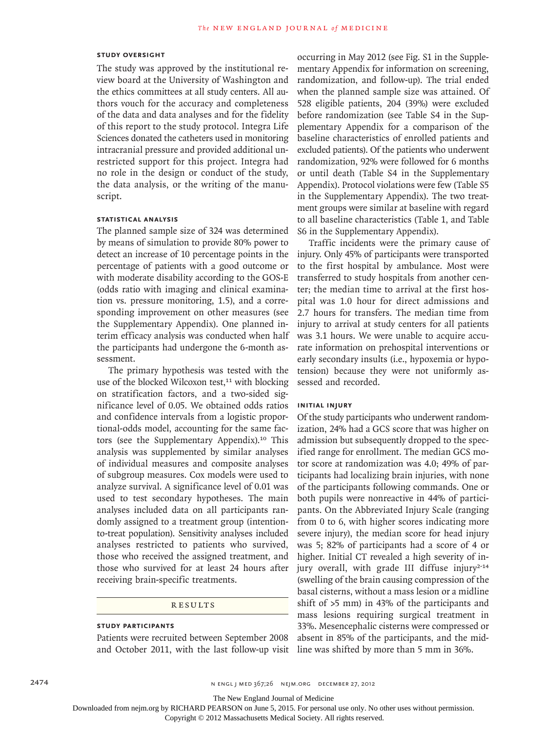### STUDY OVERSIGHT

The study was approved by the institutional review board at the University of Washington and the ethics committees at all study centers. All authors vouch for the accuracy and completeness of the data and data analyses and for the fidelity of this report to the study protocol. Integra Life Sciences donated the catheters used in monitoring intracranial pressure and provided additional unrestricted support for this project. Integra had no role in the design or conduct of the study, the data analysis, or the writing of the manuscript.

### STATISTICAL ANALYSIS

The planned sample size of 324 was determined by means of simulation to provide 80% power to detect an increase of 10 percentage points in the percentage of patients with a good outcome or with moderate disability according to the GOS-E (odds ratio with imaging and clinical examination vs. pressure monitoring, 1.5), and a corresponding improvement on other measures (see the Supplementary Appendix). One planned interim efficacy analysis was conducted when half the participants had undergone the 6-month assessment.

The primary hypothesis was tested with the use of the blocked Wilcoxon test,[11] with blocking on stratification factors, and a two-sided significance level of 0.05. We obtained odds ratios and confidence intervals from a logistic proportional-odds model, accounting for the same factors (see the Supplementary Appendix).[10] This analysis was supplemented by similar analyses of individual measures and composite analyses of subgroup measures. Cox models were used to analyze survival. A significance level of 0.01 was used to test secondary hypotheses. The main analyses included data on all participants randomly assigned to a treatment group (intention-to-treat population). Sensitivity analyses included analyses restricted to patients who survived, those who received the assigned treatment, and those who survived for at least 24 hours after receiving brain-specific treatments.

## RESULTS

### STUDY PARTICIPANTS

Patients were recruited between September 2008 and October 2011, with the last follow-up visit occurring in May 2012 (see Fig. S1 in the Supplementary Appendix for information on screening, randomization, and follow-up). The trial ended when the planned sample size was attained. Of 528 eligible patients, 204 (39%) were excluded before randomization (see Table S4 in the Supplementary Appendix for a comparison of the baseline characteristics of enrolled patients and excluded patients). Of the patients who underwent randomization, 92% were followed for 6 months or until death (Table S4 in the Supplementary Appendix). Protocol violations were few (Table S5 in the Supplementary Appendix). The two treatment groups were similar at baseline with regard to all baseline characteristics (Table 1, and Table S6 in the Supplementary Appendix).

Traffic incidents were the primary cause of injury. Only 45% of participants were transported to the first hospital by ambulance. Most were transferred to study hospitals from another center; the median time to arrival at the first hospital was 1.0 hour for direct admissions and 2.7 hours for transfers. The median time from injury to arrival at study centers for all patients was 3.1 hours. We were unable to acquire accurate information on prehospital interventions or early secondary insults (i.e., hypoxemia or hypotension) because they were not uniformly assessed and recorded.

### INITIAL INJURY

Of the study participants who underwent randomization, 24% had a GCS score that was higher on admission but subsequently dropped to the specified range for enrollment. The median GCS motor score at randomization was 4.0; 49% of participants had localizing brain injuries, with none of the participants following commands. One or both pupils were nonreactive in 44% of participants. On the Abbreviated Injury Scale (ranging from 0 to 6, with higher scores indicating more severe injury), the median score for head injury was 5; 82% of participants had a score of 4 or higher. Initial CT revealed a high severity of injury overall, with grade III diffuse injury[2-14] (swelling of the brain causing compression of the basal cisterns, without a mass lesion or a midline shift of >5 mm) in 43% of the participants and mass lesions requiring surgical treatment in 33%. Mesencephalic cisterns were compressed or absent in 85% of the participants, and the midline was shifted by more than 5 mm in 36%.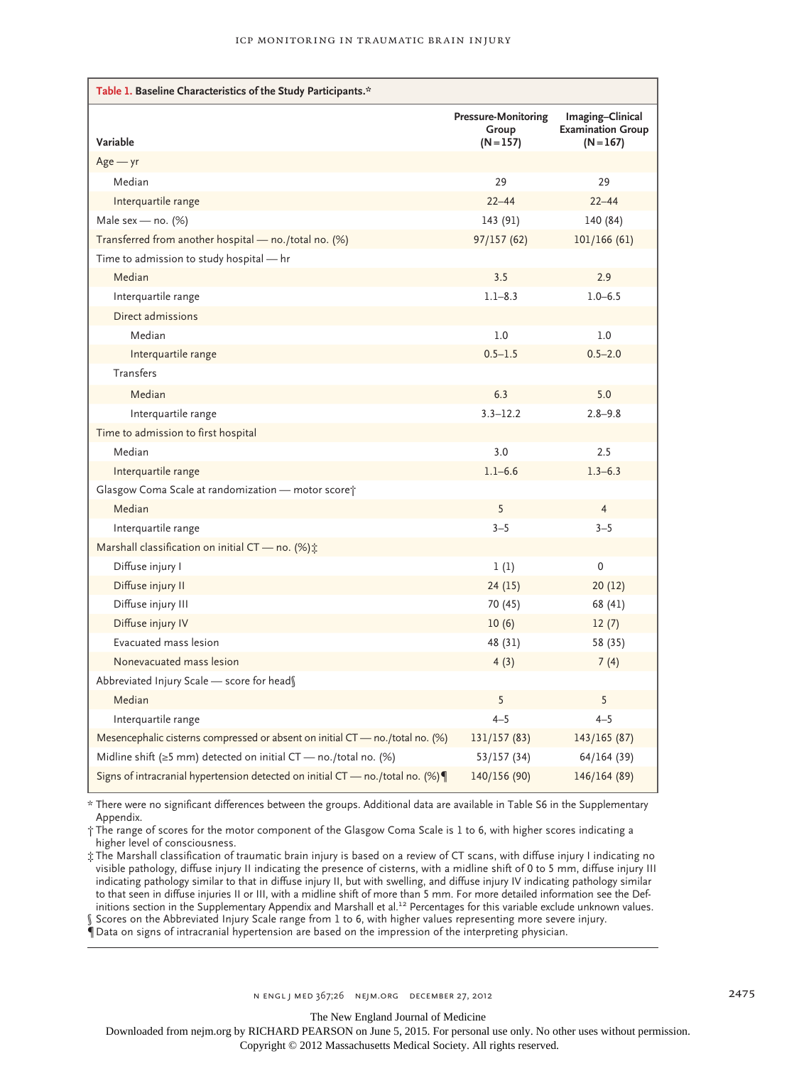**Table 1.** Baseline Characteristics of the Study Participants.*

| Variable | Pressure-Monitoring Group (N=157) | Imaging–Clinical Examination Group (N=167) |
|---|---|---|
| Age — yr | | |
| Median | 29 | 29 |
| Interquartile range | 22–44 | 22–44 |
| Male sex — no. (%) | 143 (91) | 140 (84) |
| Transferred from another hospital — no./total no. (%) | 97/157 (62) | 101/166 (61) |
| Time to admission to study hospital — hr | | |
| Median | 3.5 | 2.9 |
| Interquartile range | 1.1–8.3 | 1.0–6.5 |
| Direct admissions | | |
| Median | 1.0 | 1.0 |
| Interquartile range | 0.5–1.5 | 0.5–2.0 |
| Transfers | | |
| Median | 6.3 | 5.0 |
| Interquartile range | 3.3–12.2 | 2.8–9.8 |
| Time to admission to first hospital | | |
| Median | 3.0 | 2.5 |
| Interquartile range | 1.1–6.6 | 1.3–6.3 |
| Glasgow Coma Scale at randomization — motor score† | | |
| Median | 5 | 4 |
| Interquartile range | 3–5 | 3–5 |
| Marshall classification on initial CT — no. (%)‡ | | |
| Diffuse injury I | 1 (1) | 0 |
| Diffuse injury II | 24 (15) | 20 (12) |
| Diffuse injury III | 70 (45) | 68 (41) |
| Diffuse injury IV | 10 (6) | 12 (7) |
| Evacuated mass lesion | 48 (31) | 58 (35) |
| Nonevacuated mass lesion | 4 (3) | 7 (4) |
| Abbreviated Injury Scale — score for head§ | | |
| Median | 5 | 5 |
| Interquartile range | 4–5 | 4–5 |
| Mesencephalic cisterns compressed or absent on initial CT — no./total no. (%) | 131/157 (83) | 143/165 (87) |
| Midline shift (≥5 mm) detected on initial CT — no./total no. (%) | 53/157 (34) | 64/164 (39) |
| Signs of intracranial hypertension detected on initial CT — no./total no. (%)¶ | 140/156 (90) | 146/164 (89) |

\* There were no significant differences between the groups. Additional data are available in Table S6 in the Supplementary Appendix.

† The range of scores for the motor component of the Glasgow Coma Scale is 1 to 6, with higher scores indicating a higher level of consciousness.

‡ The Marshall classification of traumatic brain injury is based on a review of CT scans, with diffuse injury I indicating no visible pathology, diffuse injury II indicating the presence of cisterns, with a midline shift of 0 to 5 mm, diffuse injury III indicating pathology similar to that in diffuse injury II, but with swelling, and diffuse injury IV indicating pathology similar to that seen in diffuse injuries II or III, with a midline shift of more than 5 mm. For more detailed information see the Definitions section in the Supplementary Appendix and Marshall et al.[12] Percentages for this variable exclude unknown values.

§ Scores on the Abbreviated Injury Scale range from 1 to 6, with higher values representing more severe injury.

¶ Data on signs of intracranial hypertension are based on the impression of the interpreting physician.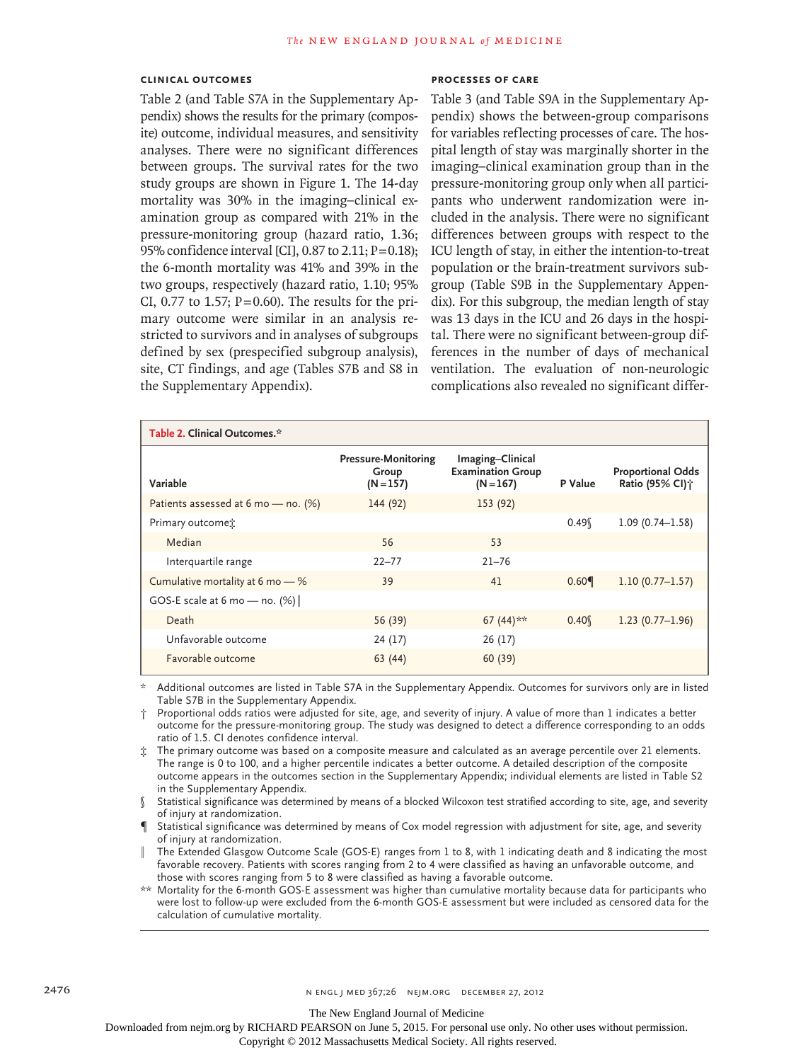### CLINICAL OUTCOMES

Table 2 (and Table S7A in the Supplementary Appendix) shows the results for the primary (composite) outcome, individual measures, and sensitivity analyses. There were no significant differences between groups. The survival rates for the two study groups are shown in Figure 1. The 14-day mortality was 30% in the imaging–clinical examination group as compared with 21% in the pressure-monitoring group (hazard ratio, 1.36; 95% confidence interval [CI], 0.87 to 2.11; P=0.18); the 6-month mortality was 41% and 39% in the two groups, respectively (hazard ratio, 1.10; 95% CI, 0.77 to 1.57; P=0.60). The results for the primary outcome were similar in an analysis restricted to survivors and in analyses of subgroups defined by sex (prespecified subgroup analysis), site, CT findings, and age (Tables S7B and S8 in the Supplementary Appendix).

### PROCESSES OF CARE

Table 3 (and Table S9A in the Supplementary Appendix) shows the between-group comparisons for variables reflecting processes of care. The hospital length of stay was marginally shorter in the imaging–clinical examination group than in the pressure-monitoring group only when all participants who underwent randomization were included in the analysis. There were no significant differences between groups with respect to the ICU length of stay, in either the intention-to-treat population or the brain-treatment survivors subgroup (Table S9B in the Supplementary Appendix). For this subgroup, the median length of stay was 13 days in the ICU and 26 days in the hospital. There were no significant between-group differences in the number of days of mechanical ventilation. The evaluation of non-neurologic complications also revealed no significant differ-

**Table 2. Clinical Outcomes.***

| Variable | Pressure-Monitoring Group (N=157) | Imaging–Clinical Examination Group (N=167) | P Value | Proportional Odds Ratio (95% CI)† |
|---|---|---|---|---|
| Patients assessed at 6 mo — no. (%) | 144 (92) | 153 (92) | | |
| Primary outcome‡ | | | 0.49§ | 1.09 (0.74–1.58) |
| Median | 56 | 53 | | |
| Interquartile range | 22–77 | 21–76 | | |
| Cumulative mortality at 6 mo — % | 39 | 41 | 0.60¶ | 1.10 (0.77–1.57) |
| GOS-E scale at 6 mo — no. (%)‖ | | | | |
| Death | 56 (39) | 67 (44)** | 0.40§ | 1.23 (0.77–1.96) |
| Unfavorable outcome | 24 (17) | 26 (17) | | |
| Favorable outcome | 63 (44) | 60 (39) | | |

\* Additional outcomes are listed in Table S7A in the Supplementary Appendix. Outcomes for survivors only are in listed Table S7B in the Supplementary Appendix.

† Proportional odds ratios were adjusted for site, age, and severity of injury. A value of more than 1 indicates a better outcome for the pressure-monitoring group. The study was designed to detect a difference corresponding to an odds ratio of 1.5. CI denotes confidence interval.

‡ The primary outcome was based on a composite measure and calculated as an average percentile over 21 elements. The range is 0 to 100, and a higher percentile indicates a better outcome. A detailed description of the composite outcome appears in the outcomes section in the Supplementary Appendix; individual elements are listed in Table S2 in the Supplementary Appendix.

§ Statistical significance was determined by means of a blocked Wilcoxon test stratified according to site, age, and severity of injury at randomization.

¶ Statistical significance was determined by means of Cox model regression with adjustment for site, age, and severity of injury at randomization.

‖ The Extended Glasgow Outcome Scale (GOS-E) ranges from 1 to 8, with 1 indicating death and 8 indicating the most favorable recovery. Patients with scores ranging from 2 to 4 were classified as having an unfavorable outcome, and those with scores ranging from 5 to 8 were classified as having a favorable outcome.

** Mortality for the 6-month GOS-E assessment was higher than cumulative mortality because data for participants who were lost to follow-up were excluded from the 6-month GOS-E assessment but were included as censored data for the calculation of cumulative mortality.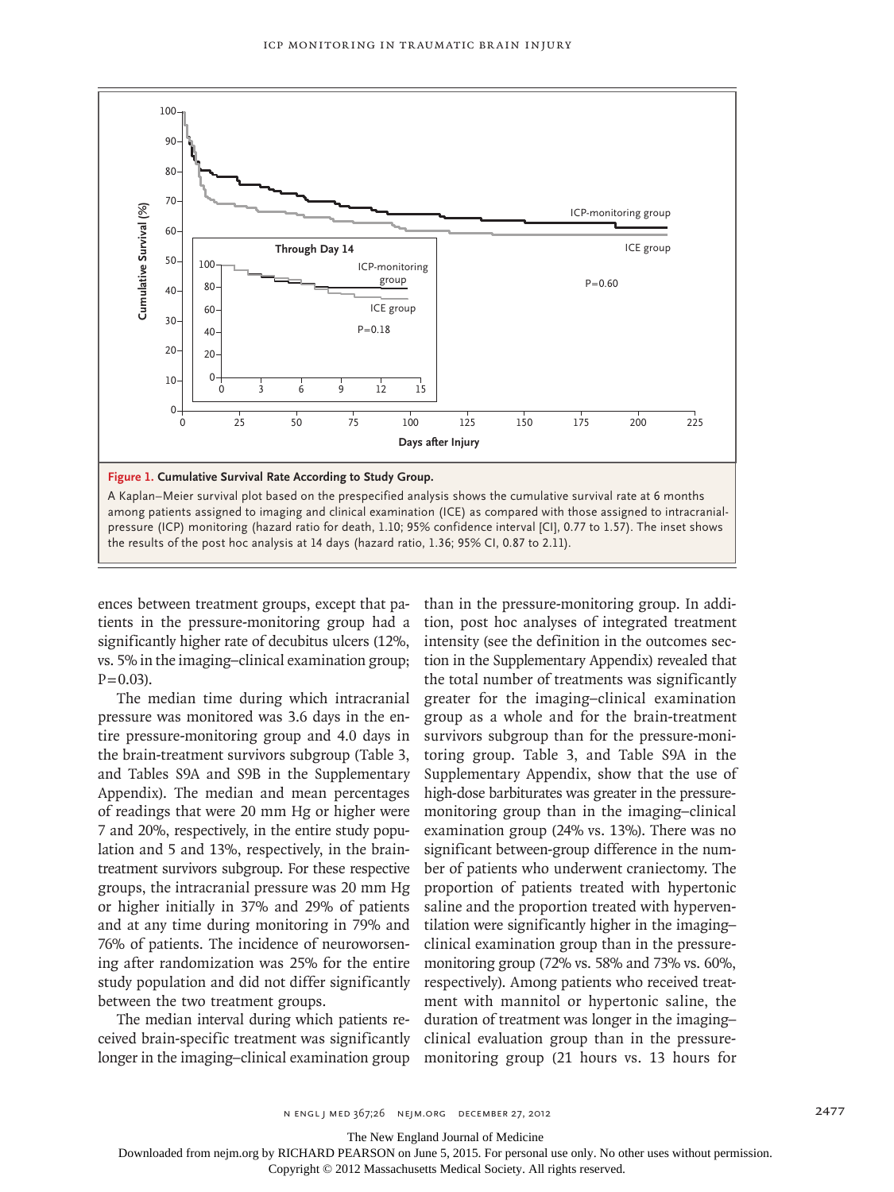**Figure 1. Cumulative Survival Rate According to Study Group.**

A Kaplan–Meier survival plot based on the prespecified analysis shows the cumulative survival rate at 6 months among patients assigned to imaging and clinical examination (ICE) as compared with those assigned to intracranial-pressure (ICP) monitoring (hazard ratio for death, 1.10; 95% confidence interval [CI], 0.77 to 1.57). The inset shows the results of the post hoc analysis at 14 days (hazard ratio, 1.36; 95% CI, 0.87 to 2.11).

ences between treatment groups, except that patients in the pressure-monitoring group had a significantly higher rate of decubitus ulcers (12%, vs. 5% in the imaging–clinical examination group; P=0.03).

The median time during which intracranial pressure was monitored was 3.6 days in the entire pressure-monitoring group and 4.0 days in the brain-treatment survivors subgroup (Table 3, and Tables S9A and S9B in the Supplementary Appendix). The median and mean percentages of readings that were 20 mm Hg or higher were 7 and 20%, respectively, in the entire study population and 5 and 13%, respectively, in the brain-treatment survivors subgroup. For these respective groups, the intracranial pressure was 20 mm Hg or higher initially in 37% and 29% of patients and at any time during monitoring in 79% and 76% of patients. The incidence of neuroworsening after randomization was 25% for the entire study population and did not differ significantly between the two treatment groups.

The median interval during which patients received brain-specific treatment was significantly longer in the imaging–clinical examination group than in the pressure-monitoring group. In addition, post hoc analyses of integrated treatment intensity (see the definition in the outcomes section in the Supplementary Appendix) revealed that the total number of treatments was significantly greater for the imaging–clinical examination group as a whole and for the brain-treatment survivors subgroup than for the pressure-monitoring group. Table 3, and Table S9A in the Supplementary Appendix, show that the use of high-dose barbiturates was greater in the pressure-monitoring group than in the imaging–clinical examination group (24% vs. 13%). There was no significant between-group difference in the number of patients who underwent craniectomy. The proportion of patients treated with hypertonic saline and the proportion treated with hyperventilation were significantly higher in the imaging–clinical examination group than in the pressure-monitoring group (72% vs. 58% and 73% vs. 60%, respectively). Among patients who received treatment with mannitol or hypertonic saline, the duration of treatment was longer in the imaging–clinical evaluation group than in the pressure-monitoring group (21 hours vs. 13 hours for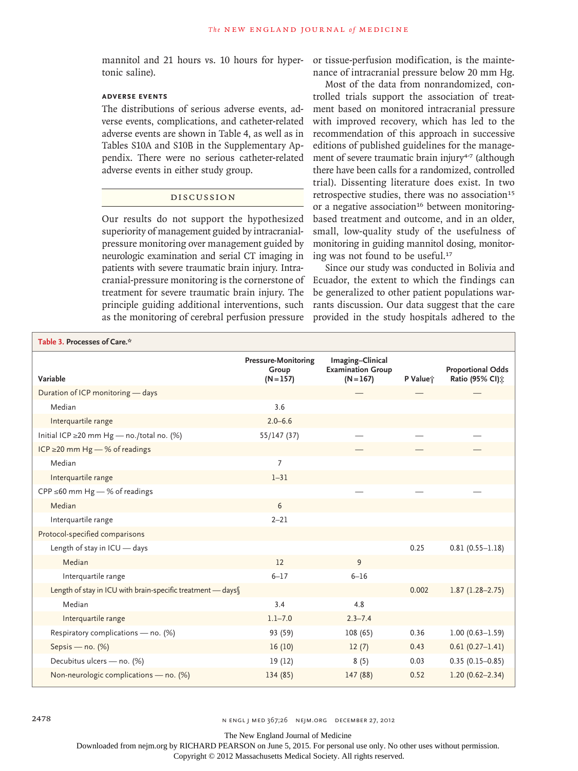mannitol and 21 hours vs. 10 hours for hypertonic saline).

### ADVERSE EVENTS

The distributions of serious adverse events, adverse events, complications, and catheter-related adverse events are shown in Table 4, as well as in Tables S10A and S10B in the Supplementary Appendix. There were no serious catheter-related adverse events in either study group.

## DISCUSSION

Our results do not support the hypothesized superiority of management guided by intracranial-pressure monitoring over management guided by neurologic examination and serial CT imaging in patients with severe traumatic brain injury. Intracranial-pressure monitoring is the cornerstone of treatment for severe traumatic brain injury. The principle guiding additional interventions, such as the monitoring of cerebral perfusion pressure or tissue-perfusion modification, is the maintenance of intracranial pressure below 20 mm Hg.

Most of the data from nonrandomized, controlled trials support the association of treatment based on monitored intracranial pressure with improved recovery, which has led to the recommendation of this approach in successive editions of published guidelines for the management of severe traumatic brain injury[4-7] (although there have been calls for a randomized, controlled trial). Dissenting literature does exist. In two retrospective studies, there was no association[15] or a negative association[16] between monitoring-based treatment and outcome, and in an older, small, low-quality study of the usefulness of monitoring in guiding mannitol dosing, monitoring was not found to be useful.[17]

Since our study was conducted in Bolivia and Ecuador, the extent to which the findings can be generalized to other patient populations warrants discussion. Our data suggest that the care provided in the study hospitals adhered to the

**Table 3. Processes of Care.***

| Variable | Pressure-Monitoring Group (N=157) | Imaging–Clinical Examination Group (N=167) | P Value† | Proportional Odds Ratio (95% CI)‡ |
|---|---|---|---|---|
| Duration of ICP monitoring — days | | — | — | — |
| Median | 3.6 | | | |
| Interquartile range | 2.0–6.6 | | | |
| Initial ICP ≥20 mm Hg — no./total no. (%) | 55/147 (37) | — | — | — |
| ICP ≥20 mm Hg — % of readings | | — | — | — |
| Median | 7 | | | |
| Interquartile range | 1–31 | | | |
| CPP ≤60 mm Hg — % of readings | | — | — | — |
| Median | 6 | | | |
| Interquartile range | 2–21 | | | |
| Protocol-specified comparisons | | | | |
| Length of stay in ICU — days | | | 0.25 | 0.81 (0.55–1.18) |
| Median | 12 | 9 | | |
| Interquartile range | 6–17 | 6–16 | | |
| Length of stay in ICU with brain-specific treatment — days§ | | | 0.002 | 1.87 (1.28–2.75) |
| Median | 3.4 | 4.8 | | |
| Interquartile range | 1.1–7.0 | 2.3–7.4 | | |
| Respiratory complications — no. (%) | 93 (59) | 108 (65) | 0.36 | 1.00 (0.63–1.59) |
| Sepsis — no. (%) | 16 (10) | 12 (7) | 0.43 | 0.61 (0.27–1.41) |
| Decubitus ulcers — no. (%) | 19 (12) | 8 (5) | 0.03 | 0.35 (0.15–0.85) |
| Non-neurologic complications — no. (%) | 134 (85) | 147 (88) | 0.52 | 1.20 (0.62–2.34) |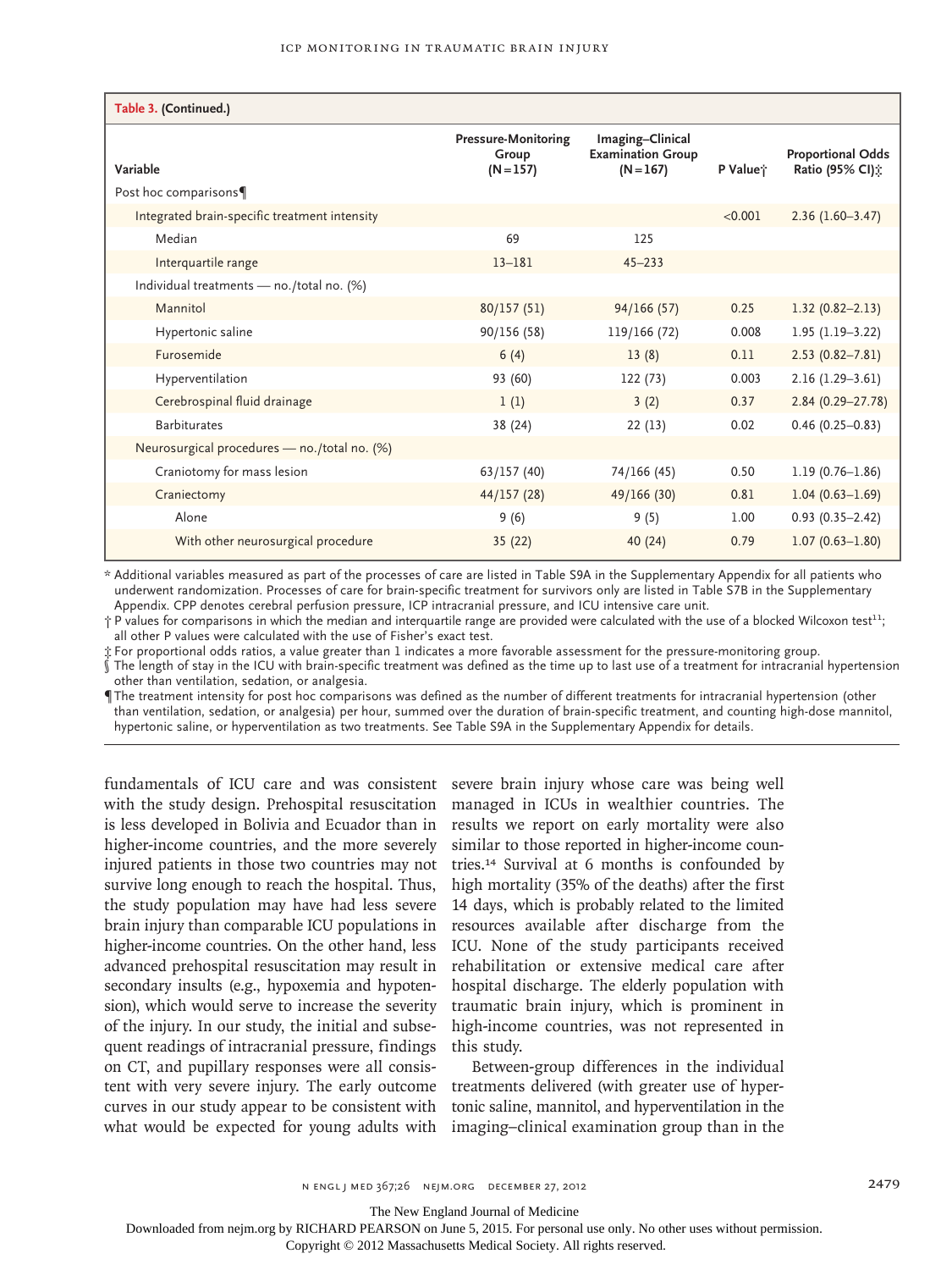**Table 3. (Continued.)**

| Variable | Pressure-Monitoring Group (N = 157) | Imaging–Clinical Examination Group (N = 167) | P Value† | Proportional Odds Ratio (95% CI)‡ |
|---|---|---|---|---|
| Post hoc comparisons¶ | | | | |
| Integrated brain-specific treatment intensity | | | <0.001 | 2.36 (1.60–3.47) |
| Median | 69 | 125 | | |
| Interquartile range | 13–181 | 45–233 | | |
| Individual treatments — no./total no. (%) | | | | |
| Mannitol | 80/157 (51) | 94/166 (57) | 0.25 | 1.32 (0.82–2.13) |
| Hypertonic saline | 90/156 (58) | 119/166 (72) | 0.008 | 1.95 (1.19–3.22) |
| Furosemide | 6 (4) | 13 (8) | 0.11 | 2.53 (0.82–7.81) |
| Hyperventilation | 93 (60) | 122 (73) | 0.003 | 2.16 (1.29–3.61) |
| Cerebrospinal fluid drainage | 1 (1) | 3 (2) | 0.37 | 2.84 (0.29–27.78) |
| Barbiturates | 38 (24) | 22 (13) | 0.02 | 0.46 (0.25–0.83) |
| Neurosurgical procedures — no./total no. (%) | | | | |
| Craniotomy for mass lesion | 63/157 (40) | 74/166 (45) | 0.50 | 1.19 (0.76–1.86) |
| Craniectomy | 44/157 (28) | 49/166 (30) | 0.81 | 1.04 (0.63–1.69) |
| Alone | 9 (6) | 9 (5) | 1.00 | 0.93 (0.35–2.42) |
| With other neurosurgical procedure | 35 (22) | 40 (24) | 0.79 | 1.07 (0.63–1.80) |

\* Additional variables measured as part of the processes of care are listed in Table S9A in the Supplementary Appendix for all patients who underwent randomization. Processes of care for brain-specific treatment for survivors only are listed in Table S7B in the Supplementary Appendix. CPP denotes cerebral perfusion pressure, ICP intracranial pressure, and ICU intensive care unit.

† P values for comparisons in which the median and interquartile range are provided were calculated with the use of a blocked Wilcoxon test[11]; all other P values were calculated with the use of Fisher's exact test.

‡ For proportional odds ratios, a value greater than 1 indicates a more favorable assessment for the pressure-monitoring group.

§ The length of stay in the ICU with brain-specific treatment was defined as the time up to last use of a treatment for intracranial hypertension other than ventilation, sedation, or analgesia.

¶ The treatment intensity for post hoc comparisons was defined as the number of different treatments for intracranial hypertension (other than ventilation, sedation, or analgesia) per hour, summed over the duration of brain-specific treatment, and counting high-dose mannitol, hypertonic saline, or hyperventilation as two treatments. See Table S9A in the Supplementary Appendix for details.

fundamentals of ICU care and was consistent with the study design. Prehospital resuscitation is less developed in Bolivia and Ecuador than in higher-income countries, and the more severely injured patients in those two countries may not survive long enough to reach the hospital. Thus, the study population may have had less severe brain injury than comparable ICU populations in higher-income countries. On the other hand, less advanced prehospital resuscitation may result in secondary insults (e.g., hypoxemia and hypotension), which would serve to increase the severity of the injury. In our study, the initial and subsequent readings of intracranial pressure, findings on CT, and pupillary responses were all consistent with very severe injury. The early outcome curves in our study appear to be consistent with what would be expected for young adults with severe brain injury whose care was being well managed in ICUs in wealthier countries. The results we report on early mortality were also similar to those reported in higher-income countries.[14] Survival at 6 months is confounded by high mortality (35% of the deaths) after the first 14 days, which is probably related to the limited resources available after discharge from the ICU. None of the study participants received rehabilitation or extensive medical care after hospital discharge. The elderly population with traumatic brain injury, which is prominent in high-income countries, was not represented in this study.

Between-group differences in the individual treatments delivered (with greater use of hypertonic saline, mannitol, and hyperventilation in the imaging–clinical examination group than in the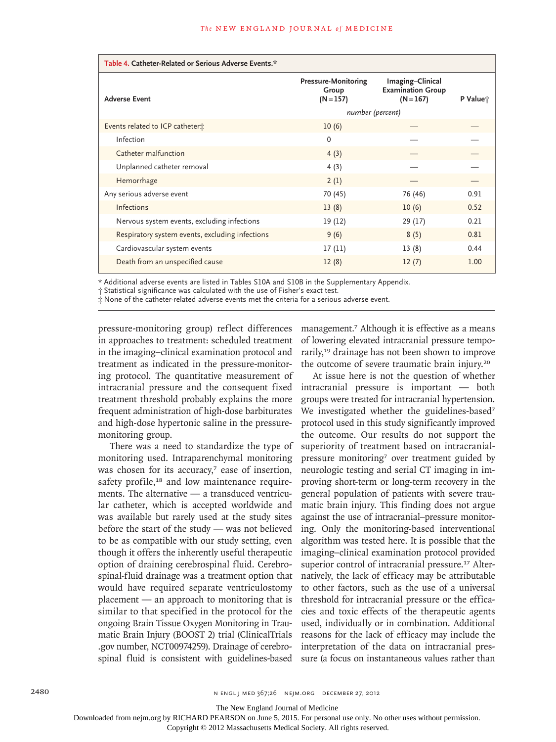**Table 4. Catheter-Related or Serious Adverse Events.***

| Adverse Event | Pressure-Monitoring Group (N=157) | Imaging–Clinical Examination Group (N=167) | P Value† |
|---|---|---|---|
| | *number (percent)* | | |
| Events related to ICP catheter‡ | 10 (6) | — | — |
| Infection | 0 | — | — |
| Catheter malfunction | 4 (3) | — | — |
| Unplanned catheter removal | 4 (3) | — | — |
| Hemorrhage | 2 (1) | — | — |
| Any serious adverse event | 70 (45) | 76 (46) | 0.91 |
| Infections | 13 (8) | 10 (6) | 0.52 |
| Nervous system events, excluding infections | 19 (12) | 29 (17) | 0.21 |
| Respiratory system events, excluding infections | 9 (6) | 8 (5) | 0.81 |
| Cardiovascular system events | 17 (11) | 13 (8) | 0.44 |
| Death from an unspecified cause | 12 (8) | 12 (7) | 1.00 |

\* Additional adverse events are listed in Tables S10A and S10B in the Supplementary Appendix.
† Statistical significance was calculated with the use of Fisher's exact test.
‡ None of the catheter-related adverse events met the criteria for a serious adverse event.

pressure-monitoring group) reflect differences in approaches to treatment: scheduled treatment in the imaging–clinical examination protocol and treatment as indicated in the pressure-monitoring protocol. The quantitative measurement of intracranial pressure and the consequent fixed treatment threshold probably explains the more frequent administration of high-dose barbiturates and high-dose hypertonic saline in the pressure-monitoring group.

There was a need to standardize the type of monitoring used. Intraparenchymal monitoring was chosen for its accuracy,[7] ease of insertion, safety profile,[18] and low maintenance requirements. The alternative — a transduced ventricular catheter, which is accepted worldwide and was available but rarely used at the study sites before the start of the study — was not believed to be as compatible with our study setting, even though it offers the inherently useful therapeutic option of draining cerebrospinal fluid. Cerebrospinal-fluid drainage was a treatment option that would have required separate ventriculostomy placement — an approach to monitoring that is similar to that specified in the protocol for the ongoing Brain Tissue Oxygen Monitoring in Traumatic Brain Injury (BOOST 2) trial (ClinicalTrials.gov number, NCT00974259). Drainage of cerebrospinal fluid is consistent with guidelines-based management.[7] Although it is effective as a means of lowering elevated intracranial pressure temporarily,[19] drainage has not been shown to improve the outcome of severe traumatic brain injury.[20]

At issue here is not the question of whether intracranial pressure is important — both groups were treated for intracranial hypertension. We investigated whether the guidelines-based[7] protocol used in this study significantly improved the outcome. Our results do not support the superiority of treatment based on intracranial-pressure monitoring[7] over treatment guided by neurologic testing and serial CT imaging in improving short-term or long-term recovery in the general population of patients with severe traumatic brain injury. This finding does not argue against the use of intracranial–pressure monitoring. Only the monitoring-based interventional algorithm was tested here. It is possible that the imaging–clinical examination protocol provided superior control of intracranial pressure.[17] Alternatively, the lack of efficacy may be attributable to other factors, such as the use of a universal threshold for intracranial pressure or the efficacies and toxic effects of the therapeutic agents used, individually or in combination. Additional reasons for the lack of efficacy may include the interpretation of the data on intracranial pressure (a focus on instantaneous values rather than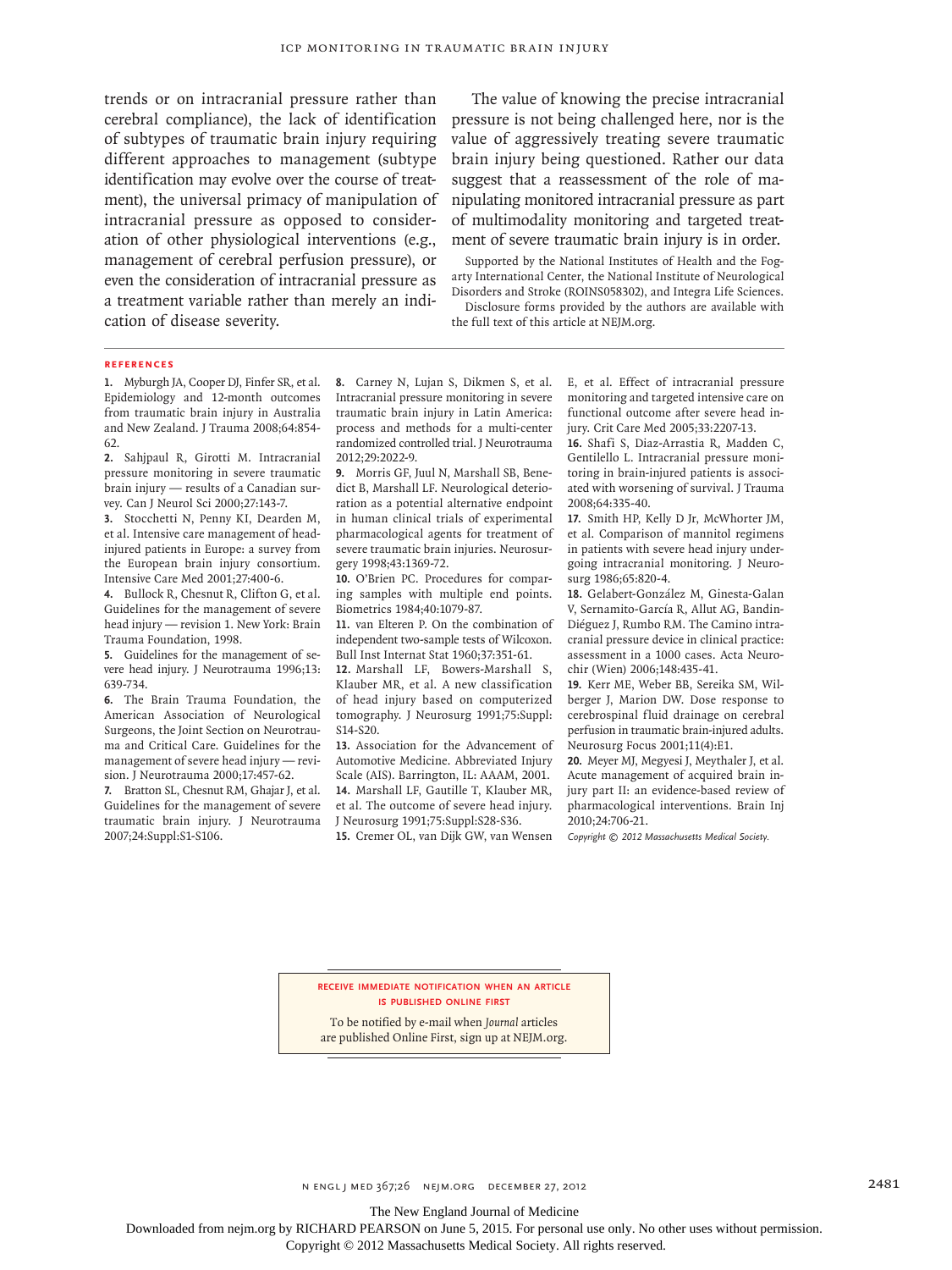trends or on intracranial pressure rather than cerebral compliance), the lack of identification of subtypes of traumatic brain injury requiring different approaches to management (subtype identification may evolve over the course of treatment), the universal primacy of manipulation of intracranial pressure as opposed to consideration of other physiological interventions (e.g., management of cerebral perfusion pressure), or even the consideration of intracranial pressure as a treatment variable rather than merely an indication of disease severity.

The value of knowing the precise intracranial pressure is not being challenged here, nor is the value of aggressively treating severe traumatic brain injury being questioned. Rather our data suggest that a reassessment of the role of manipulating monitored intracranial pressure as part of multimodality monitoring and targeted treatment of severe traumatic brain injury is in order.

Supported by the National Institutes of Health and the Fogarty International Center, the National Institute of Neurological Disorders and Stroke (ROINS058302), and Integra Life Sciences.

Disclosure forms provided by the authors are available with the full text of this article at NEJM.org.

## References

1. Myburgh JA, Cooper DJ, Finfer SR, et al. Epidemiology and 12-month outcomes from traumatic brain injury in Australia and New Zealand. J Trauma 2008;64:854-62.
2. Sahjpaul R, Girotti M. Intracranial pressure monitoring in severe traumatic brain injury — results of a Canadian survey. Can J Neurol Sci 2000;27:143-7.
3. Stocchetti N, Penny KI, Dearden M, et al. Intensive care management of head-injured patients in Europe: a survey from the European brain injury consortium. Intensive Care Med 2001;27:400-6.
4. Bullock R, Chesnut R, Clifton G, et al. Guidelines for the management of severe head injury — revision 1. New York: Brain Trauma Foundation, 1998.
5. Guidelines for the management of severe head injury. J Neurotrauma 1996;13:639-734.
6. The Brain Trauma Foundation, the American Association of Neurological Surgeons, the Joint Section on Neurotrauma and Critical Care. Guidelines for the management of severe head injury — revision. J Neurotrauma 2000;17:457-62.
7. Bratton SL, Chesnut RM, Ghajar J, et al. Guidelines for the management of severe traumatic brain injury. J Neurotrauma 2007;24:Suppl:S1-S106.
8. Carney N, Lujan S, Dikmen S, et al. Intracranial pressure monitoring in severe traumatic brain injury in Latin America: process and methods for a multi-center randomized controlled trial. J Neurotrauma 2012;29:2022-9.
9. Morris GF, Juul N, Marshall SB, Benedict B, Marshall LF. Neurological deterioration as a potential alternative endpoint in human clinical trials of experimental pharmacological agents for treatment of severe traumatic brain injuries. Neurosurgery 1998;43:1369-72.
10. O'Brien PC. Procedures for comparing samples with multiple end points. Biometrics 1984;40:1079-87.
11. van Elteren P. On the combination of independent two-sample tests of Wilcoxon. Bull Inst Internat Stat 1960;37:351-61.
12. Marshall LF, Bowers-Marshall S, Klauber MR, et al. A new classification of head injury based on computerized tomography. J Neurosurg 1991;75:Suppl:S14-S20.
13. Association for the Advancement of Automotive Medicine. Abbreviated Injury Scale (AIS). Barrington, IL: AAAM, 2001.
14. Marshall LF, Gautille T, Klauber MR, et al. The outcome of severe head injury. J Neurosurg 1991;75:Suppl:S28-S36.
15. Cremer OL, van Dijk GW, van Wensen E, et al. Effect of intracranial pressure monitoring and targeted intensive care on functional outcome after severe head injury. Crit Care Med 2005;33:2207-13.
16. Shafi S, Diaz-Arrastia R, Madden C, Gentilello L. Intracranial pressure monitoring in brain-injured patients is associated with worsening of survival. J Trauma 2008;64:335-40.
17. Smith HP, Kelly D Jr, McWhorter JM, et al. Comparison of mannitol regimens in patients with severe head injury undergoing intracranial monitoring. J Neurosurg 1986;65:820-4.
18. Gelabert-González M, Ginesta-Galan V, Sernamito-García R, Allut AG, Bandin-Diéguez J, Rumbo RM. The Camino intracranial pressure device in clinical practice: assessment in a 1000 cases. Acta Neurochir (Wien) 2006;148:435-41.
19. Kerr ME, Weber BB, Sereika SM, Wilberger J, Marion DW. Dose response to cerebrospinal fluid drainage on cerebral perfusion in traumatic brain-injured adults. Neurosurg Focus 2001;11(4):E1.
20. Meyer MJ, Megyesi J, Meythaler J, et al. Acute management of acquired brain injury part II: an evidence-based review of pharmacological interventions. Brain Inj 2010;24:706-21.

*Copyright © 2012 Massachusetts Medical Society.*

**RECEIVE IMMEDIATE NOTIFICATION WHEN AN ARTICLE IS PUBLISHED ONLINE FIRST**

To be notified by e-mail when *Journal* articles are published Online First, sign up at NEJM.org.